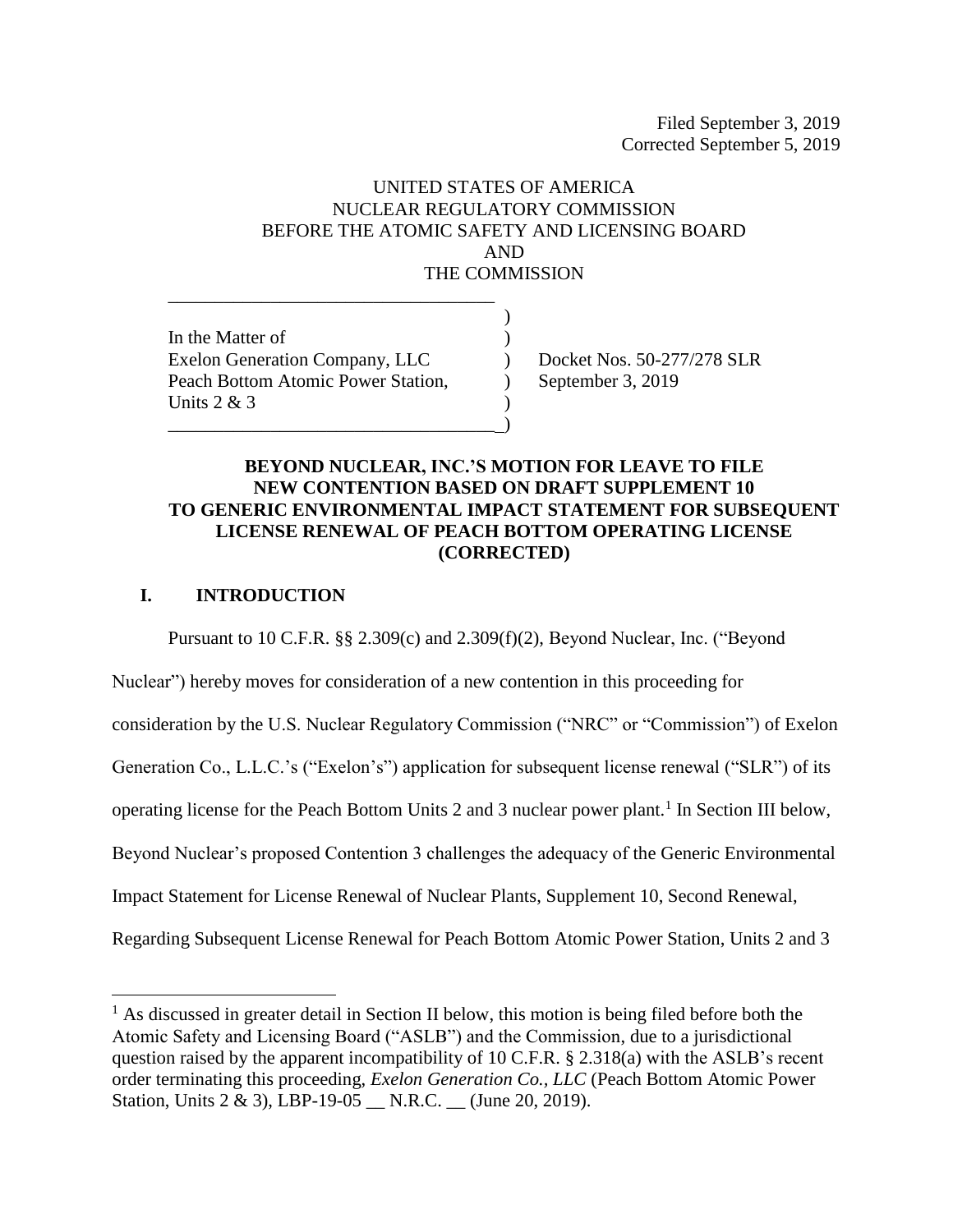Filed September 3, 2019
Corrected September 5, 2019

UNITED STATES OF AMERICA
NUCLEAR REGULATORY COMMISSION
BEFORE THE ATOMIC SAFETY AND LICENSING BOARD
AND
THE COMMISSION

| | |
|---|---|
| In the Matter of | |
| Exelon Generation Company, LLC | Docket Nos. 50-277/278 SLR |
| Peach Bottom Atomic Power Station, | September 3, 2019 |
| Units 2 & 3 | |

**BEYOND NUCLEAR, INC.'S MOTION FOR LEAVE TO FILE NEW CONTENTION BASED ON DRAFT SUPPLEMENT 10 TO GENERIC ENVIRONMENTAL IMPACT STATEMENT FOR SUBSEQUENT LICENSE RENEWAL OF PEACH BOTTOM OPERATING LICENSE (CORRECTED)**

## I. INTRODUCTION

Pursuant to 10 C.F.R. §§ 2.309(c) and 2.309(f)(2), Beyond Nuclear, Inc. ("Beyond Nuclear") hereby moves for consideration of a new contention in this proceeding for consideration by the U.S. Nuclear Regulatory Commission ("NRC" or "Commission") of Exelon Generation Co., L.L.C.'s ("Exelon's") application for subsequent license renewal ("SLR") of its operating license for the Peach Bottom Units 2 and 3 nuclear power plant.[1] In Section III below, Beyond Nuclear's proposed Contention 3 challenges the adequacy of the Generic Environmental Impact Statement for License Renewal of Nuclear Plants, Supplement 10, Second Renewal, Regarding Subsequent License Renewal for Peach Bottom Atomic Power Station, Units 2 and 3

[1] As discussed in greater detail in Section II below, this motion is being filed before both the Atomic Safety and Licensing Board ("ASLB") and the Commission, due to a jurisdictional question raised by the apparent incompatibility of 10 C.F.R. § 2.318(a) with the ASLB's recent order terminating this proceeding, *Exelon Generation Co., LLC* (Peach Bottom Atomic Power Station, Units 2 & 3), LBP-19-05 __ N.R.C. __ (June 20, 2019).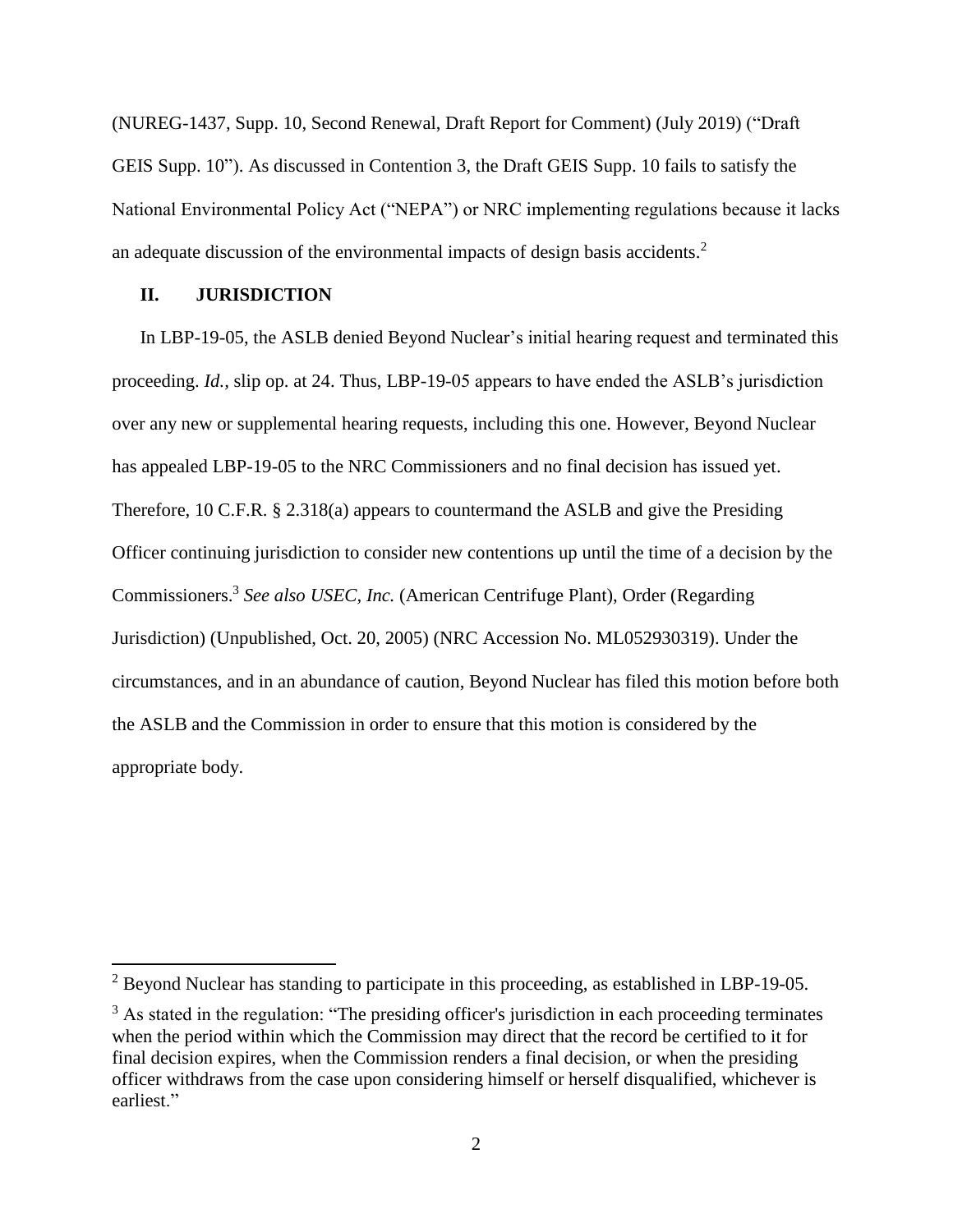(NUREG-1437, Supp. 10, Second Renewal, Draft Report for Comment) (July 2019) ("Draft GEIS Supp. 10"). As discussed in Contention 3, the Draft GEIS Supp. 10 fails to satisfy the National Environmental Policy Act ("NEPA") or NRC implementing regulations because it lacks an adequate discussion of the environmental impacts of design basis accidents.[2]

## II. JURISDICTION

In LBP-19-05, the ASLB denied Beyond Nuclear's initial hearing request and terminated this proceeding. *Id.*, slip op. at 24. Thus, LBP-19-05 appears to have ended the ASLB's jurisdiction over any new or supplemental hearing requests, including this one. However, Beyond Nuclear has appealed LBP-19-05 to the NRC Commissioners and no final decision has issued yet. Therefore, 10 C.F.R. § 2.318(a) appears to countermand the ASLB and give the Presiding Officer continuing jurisdiction to consider new contentions up until the time of a decision by the Commissioners.[3] *See also USEC, Inc.* (American Centrifuge Plant), Order (Regarding Jurisdiction) (Unpublished, Oct. 20, 2005) (NRC Accession No. ML052930319). Under the circumstances, and in an abundance of caution, Beyond Nuclear has filed this motion before both the ASLB and the Commission in order to ensure that this motion is considered by the appropriate body.

---

[2] Beyond Nuclear has standing to participate in this proceeding, as established in LBP-19-05.

[3] As stated in the regulation: "The presiding officer's jurisdiction in each proceeding terminates when the period within which the Commission may direct that the record be certified to it for final decision expires, when the Commission renders a final decision, or when the presiding officer withdraws from the case upon considering himself or herself disqualified, whichever is earliest."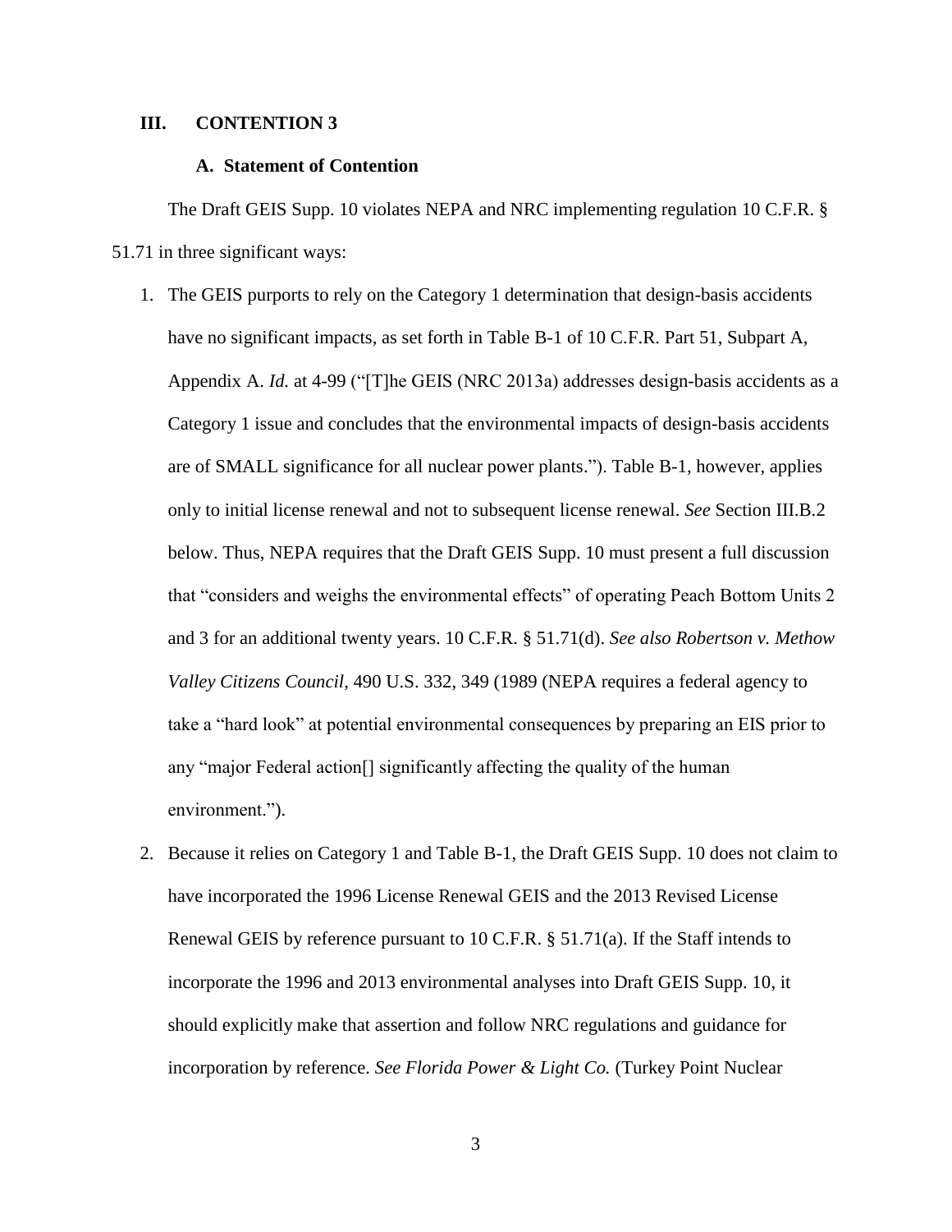## III. CONTENTION 3

### A. Statement of Contention

The Draft GEIS Supp. 10 violates NEPA and NRC implementing regulation 10 C.F.R. § 51.71 in three significant ways:

1. The GEIS purports to rely on the Category 1 determination that design-basis accidents have no significant impacts, as set forth in Table B-1 of 10 C.F.R. Part 51, Subpart A, Appendix A. *Id.* at 4-99 ("[T]he GEIS (NRC 2013a) addresses design-basis accidents as a Category 1 issue and concludes that the environmental impacts of design-basis accidents are of SMALL significance for all nuclear power plants."). Table B-1, however, applies only to initial license renewal and not to subsequent license renewal. *See* Section III.B.2 below. Thus, NEPA requires that the Draft GEIS Supp. 10 must present a full discussion that "considers and weighs the environmental effects" of operating Peach Bottom Units 2 and 3 for an additional twenty years. 10 C.F.R. § 51.71(d). *See also Robertson v. Methow Valley Citizens Council*, 490 U.S. 332, 349 (1989 (NEPA requires a federal agency to take a "hard look" at potential environmental consequences by preparing an EIS prior to any "major Federal action[] significantly affecting the quality of the human environment.").

2. Because it relies on Category 1 and Table B-1, the Draft GEIS Supp. 10 does not claim to have incorporated the 1996 License Renewal GEIS and the 2013 Revised License Renewal GEIS by reference pursuant to 10 C.F.R. § 51.71(a). If the Staff intends to incorporate the 1996 and 2013 environmental analyses into Draft GEIS Supp. 10, it should explicitly make that assertion and follow NRC regulations and guidance for incorporation by reference. *See Florida Power & Light Co.* (Turkey Point Nuclear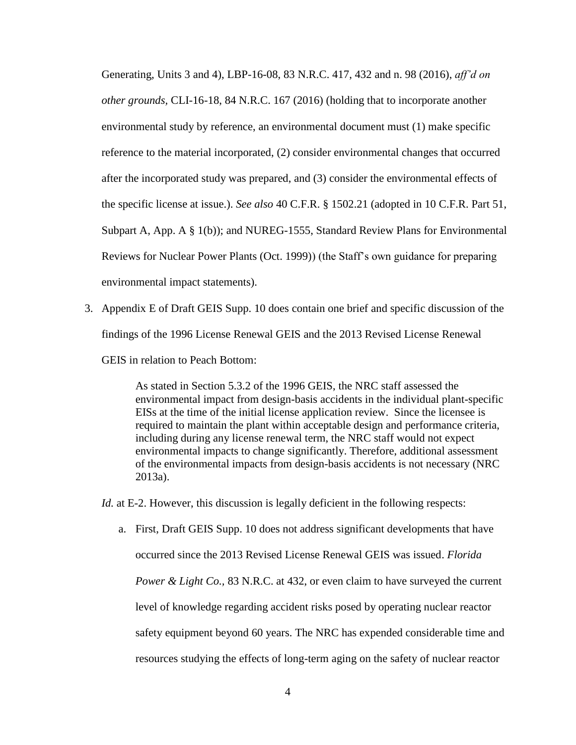Generating, Units 3 and 4), LBP-16-08, 83 N.R.C. 417, 432 and n. 98 (2016), *aff'd on other grounds*, CLI-16-18, 84 N.R.C. 167 (2016) (holding that to incorporate another environmental study by reference, an environmental document must (1) make specific reference to the material incorporated, (2) consider environmental changes that occurred after the incorporated study was prepared, and (3) consider the environmental effects of the specific license at issue.). *See also* 40 C.F.R. § 1502.21 (adopted in 10 C.F.R. Part 51, Subpart A, App. A § 1(b)); and NUREG-1555, Standard Review Plans for Environmental Reviews for Nuclear Power Plants (Oct. 1999)) (the Staff's own guidance for preparing environmental impact statements).

3. Appendix E of Draft GEIS Supp. 10 does contain one brief and specific discussion of the findings of the 1996 License Renewal GEIS and the 2013 Revised License Renewal GEIS in relation to Peach Bottom:

   > As stated in Section 5.3.2 of the 1996 GEIS, the NRC staff assessed the environmental impact from design-basis accidents in the individual plant-specific EISs at the time of the initial license application review. Since the licensee is required to maintain the plant within acceptable design and performance criteria, including during any license renewal term, the NRC staff would not expect environmental impacts to change significantly. Therefore, additional assessment of the environmental impacts from design-basis accidents is not necessary (NRC 2013a).

   *Id.* at E-2. However, this discussion is legally deficient in the following respects:

   a. First, Draft GEIS Supp. 10 does not address significant developments that have occurred since the 2013 Revised License Renewal GEIS was issued. *Florida Power & Light Co.,* 83 N.R.C. at 432, or even claim to have surveyed the current level of knowledge regarding accident risks posed by operating nuclear reactor safety equipment beyond 60 years. The NRC has expended considerable time and resources studying the effects of long-term aging on the safety of nuclear reactor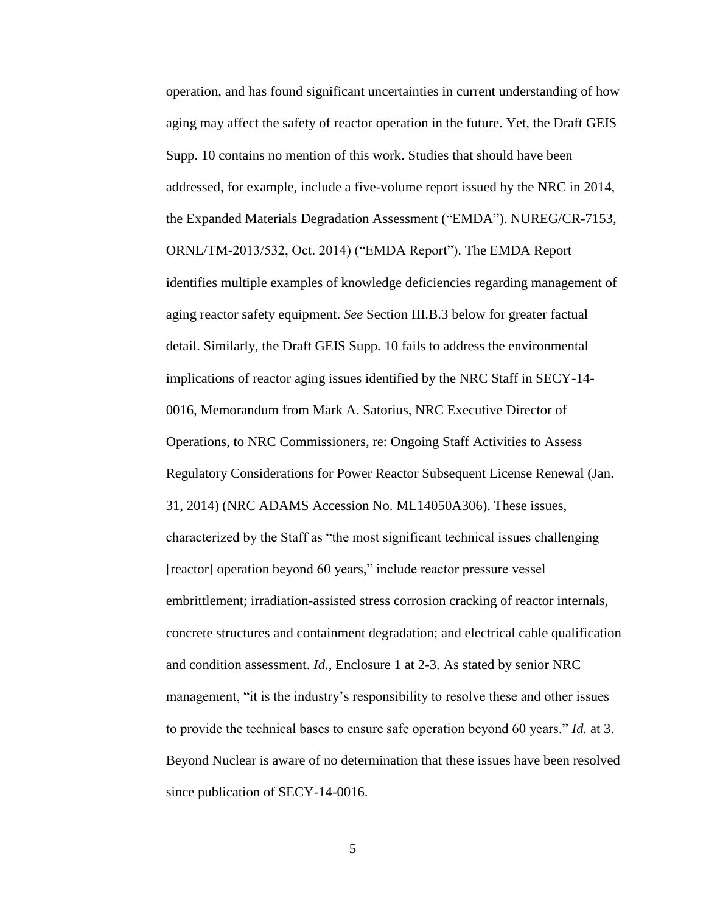operation, and has found significant uncertainties in current understanding of how aging may affect the safety of reactor operation in the future. Yet, the Draft GEIS Supp. 10 contains no mention of this work. Studies that should have been addressed, for example, include a five-volume report issued by the NRC in 2014, the Expanded Materials Degradation Assessment ("EMDA"). NUREG/CR-7153, ORNL/TM-2013/532, Oct. 2014) ("EMDA Report"). The EMDA Report identifies multiple examples of knowledge deficiencies regarding management of aging reactor safety equipment. *See* Section III.B.3 below for greater factual detail. Similarly, the Draft GEIS Supp. 10 fails to address the environmental implications of reactor aging issues identified by the NRC Staff in SECY-14-0016, Memorandum from Mark A. Satorius, NRC Executive Director of Operations, to NRC Commissioners, re: Ongoing Staff Activities to Assess Regulatory Considerations for Power Reactor Subsequent License Renewal (Jan. 31, 2014) (NRC ADAMS Accession No. ML14050A306). These issues, characterized by the Staff as "the most significant technical issues challenging [reactor] operation beyond 60 years," include reactor pressure vessel embrittlement; irradiation-assisted stress corrosion cracking of reactor internals, concrete structures and containment degradation; and electrical cable qualification and condition assessment. *Id.,* Enclosure 1 at 2-3. As stated by senior NRC management, "it is the industry's responsibility to resolve these and other issues to provide the technical bases to ensure safe operation beyond 60 years." *Id.* at 3. Beyond Nuclear is aware of no determination that these issues have been resolved since publication of SECY-14-0016.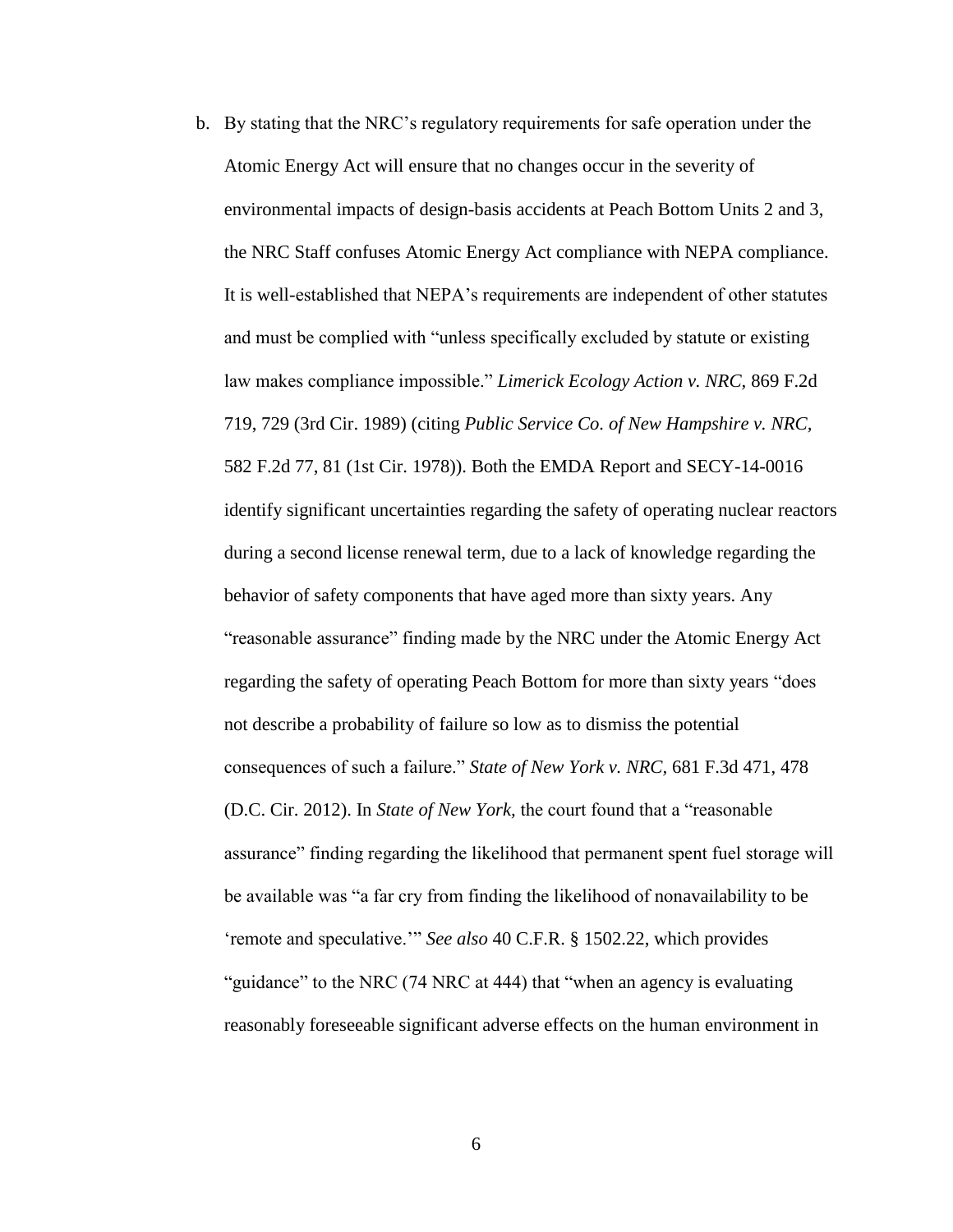b. By stating that the NRC's regulatory requirements for safe operation under the Atomic Energy Act will ensure that no changes occur in the severity of environmental impacts of design-basis accidents at Peach Bottom Units 2 and 3, the NRC Staff confuses Atomic Energy Act compliance with NEPA compliance. It is well-established that NEPA's requirements are independent of other statutes and must be complied with "unless specifically excluded by statute or existing law makes compliance impossible." *Limerick Ecology Action v. NRC*, 869 F.2d 719, 729 (3rd Cir. 1989) (citing *Public Service Co. of New Hampshire v. NRC*, 582 F.2d 77, 81 (1st Cir. 1978)). Both the EMDA Report and SECY-14-0016 identify significant uncertainties regarding the safety of operating nuclear reactors during a second license renewal term, due to a lack of knowledge regarding the behavior of safety components that have aged more than sixty years. Any "reasonable assurance" finding made by the NRC under the Atomic Energy Act regarding the safety of operating Peach Bottom for more than sixty years "does not describe a probability of failure so low as to dismiss the potential consequences of such a failure." *State of New York v. NRC*, 681 F.3d 471, 478 (D.C. Cir. 2012). In *State of New York*, the court found that a "reasonable assurance" finding regarding the likelihood that permanent spent fuel storage will be available was "a far cry from finding the likelihood of nonavailability to be 'remote and speculative.'" *See also* 40 C.F.R. § 1502.22, which provides "guidance" to the NRC (74 NRC at 444) that "when an agency is evaluating reasonably foreseeable significant adverse effects on the human environment in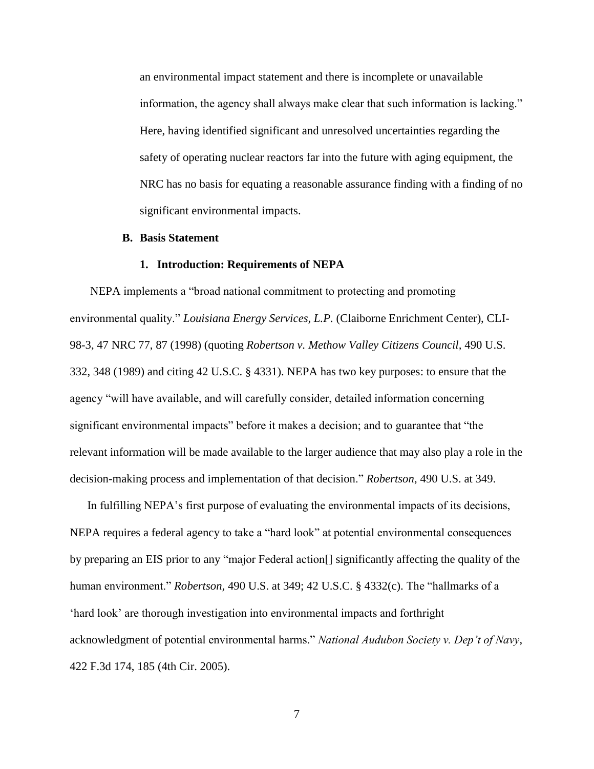an environmental impact statement and there is incomplete or unavailable information, the agency shall always make clear that such information is lacking." Here, having identified significant and unresolved uncertainties regarding the safety of operating nuclear reactors far into the future with aging equipment, the NRC has no basis for equating a reasonable assurance finding with a finding of no significant environmental impacts.

**B. Basis Statement**

**1. Introduction: Requirements of NEPA**

NEPA implements a "broad national commitment to protecting and promoting environmental quality." *Louisiana Energy Services, L.P.* (Claiborne Enrichment Center), CLI-98-3, 47 NRC 77, 87 (1998) (quoting *Robertson v. Methow Valley Citizens Council*, 490 U.S. 332, 348 (1989) and citing 42 U.S.C. § 4331). NEPA has two key purposes: to ensure that the agency "will have available, and will carefully consider, detailed information concerning significant environmental impacts" before it makes a decision; and to guarantee that "the relevant information will be made available to the larger audience that may also play a role in the decision-making process and implementation of that decision." *Robertson,* 490 U.S. at 349.

In fulfilling NEPA's first purpose of evaluating the environmental impacts of its decisions, NEPA requires a federal agency to take a "hard look" at potential environmental consequences by preparing an EIS prior to any "major Federal action[] significantly affecting the quality of the human environment." *Robertson,* 490 U.S. at 349; 42 U.S.C. § 4332(c). The "hallmarks of a 'hard look' are thorough investigation into environmental impacts and forthright acknowledgment of potential environmental harms." *National Audubon Society v. Dep't of Navy*, 422 F.3d 174, 185 (4th Cir. 2005).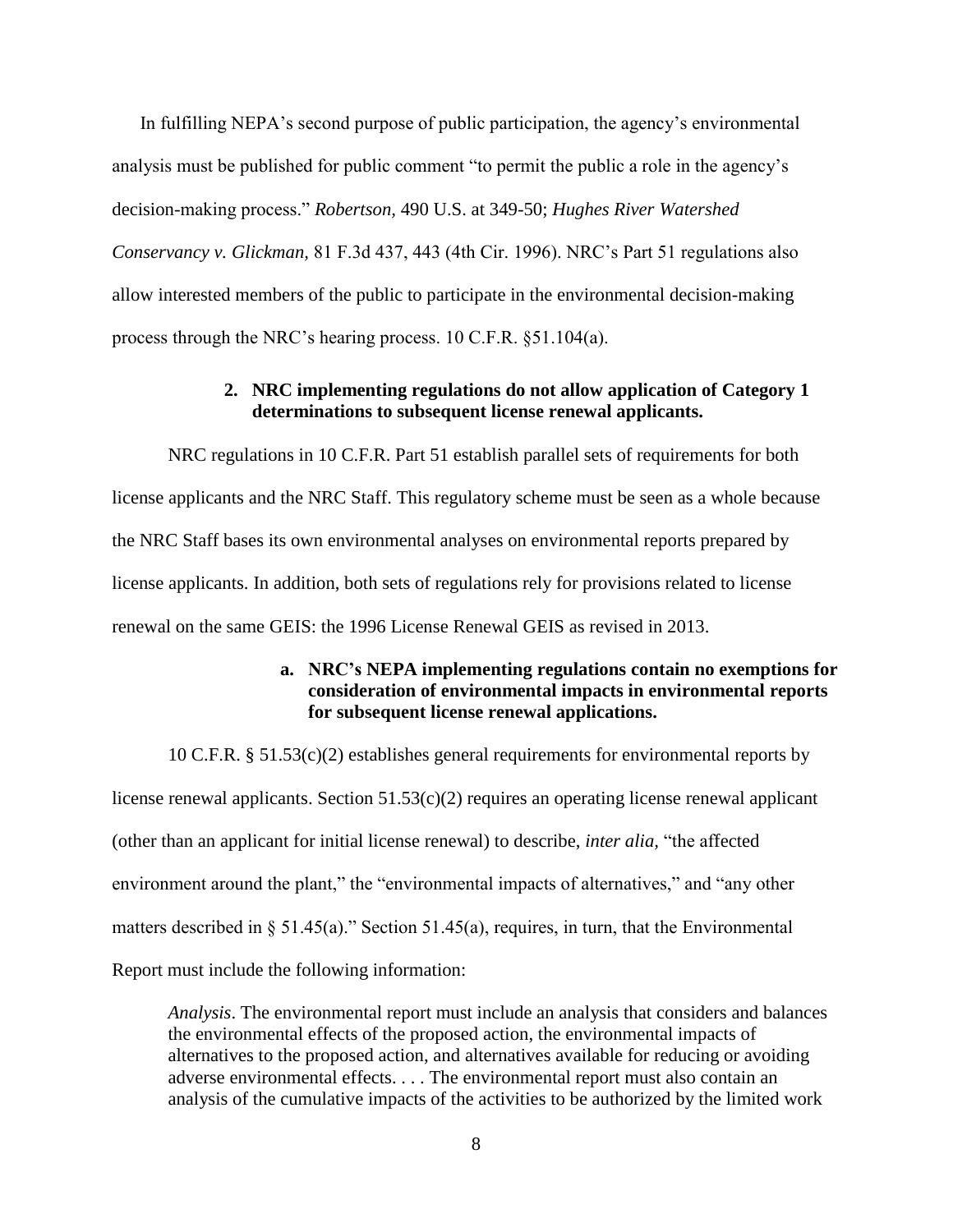In fulfilling NEPA's second purpose of public participation, the agency's environmental analysis must be published for public comment "to permit the public a role in the agency's decision-making process." *Robertson,* 490 U.S. at 349-50; *Hughes River Watershed Conservancy v. Glickman,* 81 F.3d 437, 443 (4th Cir. 1996). NRC's Part 51 regulations also allow interested members of the public to participate in the environmental decision-making process through the NRC's hearing process. 10 C.F.R. §51.104(a).

### 2. NRC implementing regulations do not allow application of Category 1 determinations to subsequent license renewal applicants.

NRC regulations in 10 C.F.R. Part 51 establish parallel sets of requirements for both license applicants and the NRC Staff. This regulatory scheme must be seen as a whole because the NRC Staff bases its own environmental analyses on environmental reports prepared by license applicants. In addition, both sets of regulations rely for provisions related to license renewal on the same GEIS: the 1996 License Renewal GEIS as revised in 2013.

#### a. NRC's NEPA implementing regulations contain no exemptions for consideration of environmental impacts in environmental reports for subsequent license renewal applications.

10 C.F.R. § 51.53(c)(2) establishes general requirements for environmental reports by license renewal applicants. Section 51.53(c)(2) requires an operating license renewal applicant (other than an applicant for initial license renewal) to describe, *inter alia,* "the affected environment around the plant," the "environmental impacts of alternatives," and "any other matters described in § 51.45(a)." Section 51.45(a), requires, in turn, that the Environmental Report must include the following information:

> *Analysis*. The environmental report must include an analysis that considers and balances the environmental effects of the proposed action, the environmental impacts of alternatives to the proposed action, and alternatives available for reducing or avoiding adverse environmental effects. . . . The environmental report must also contain an analysis of the cumulative impacts of the activities to be authorized by the limited work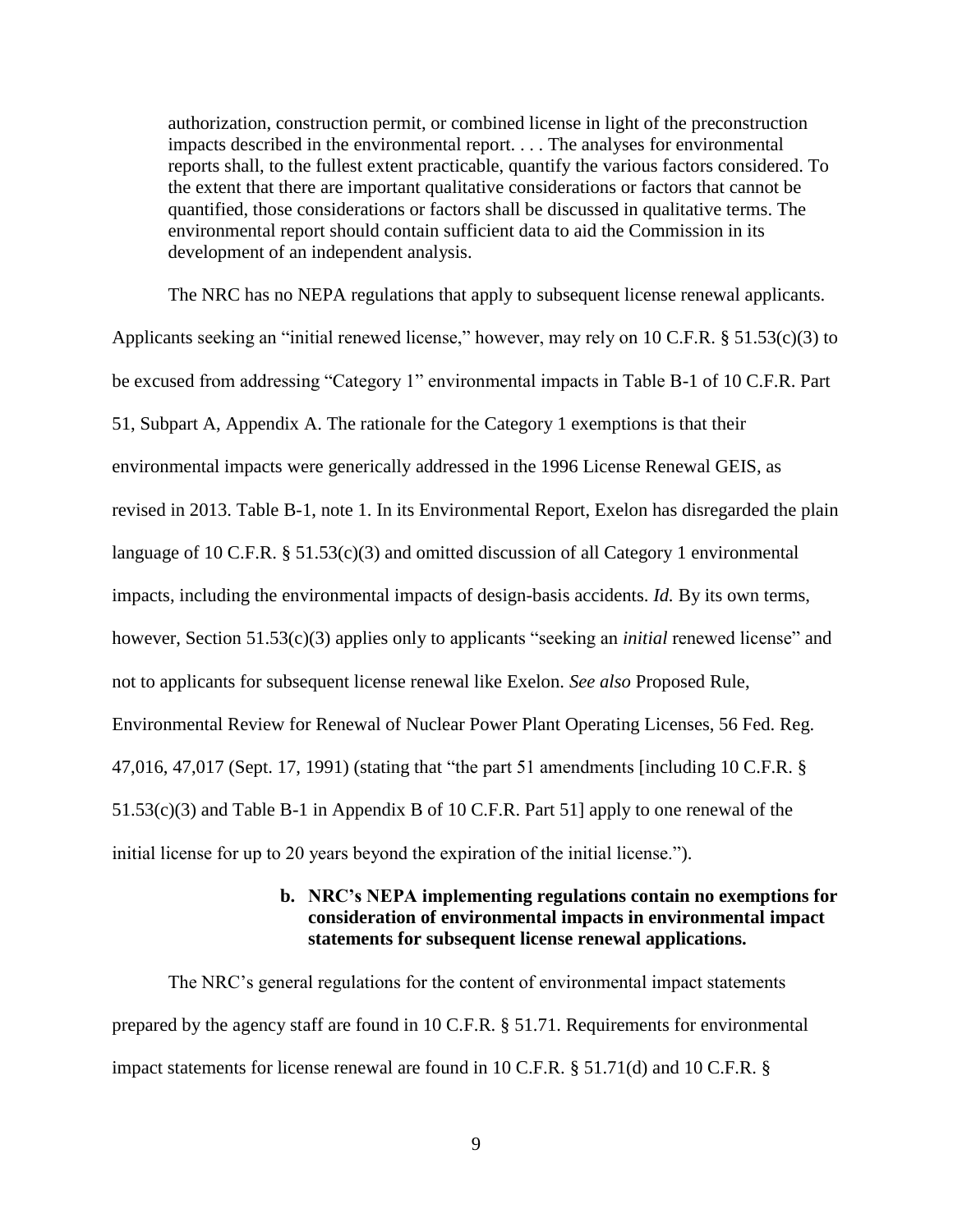> authorization, construction permit, or combined license in light of the preconstruction impacts described in the environmental report. . . . The analyses for environmental reports shall, to the fullest extent practicable, quantify the various factors considered. To the extent that there are important qualitative considerations or factors that cannot be quantified, those considerations or factors shall be discussed in qualitative terms. The environmental report should contain sufficient data to aid the Commission in its development of an independent analysis.

The NRC has no NEPA regulations that apply to subsequent license renewal applicants. Applicants seeking an "initial renewed license," however, may rely on 10 C.F.R. § 51.53(c)(3) to be excused from addressing "Category 1" environmental impacts in Table B-1 of 10 C.F.R. Part 51, Subpart A, Appendix A. The rationale for the Category 1 exemptions is that their environmental impacts were generically addressed in the 1996 License Renewal GEIS, as revised in 2013. Table B-1, note 1. In its Environmental Report, Exelon has disregarded the plain language of 10 C.F.R. § 51.53(c)(3) and omitted discussion of all Category 1 environmental impacts, including the environmental impacts of design-basis accidents. *Id.* By its own terms, however, Section 51.53(c)(3) applies only to applicants "seeking an *initial* renewed license" and not to applicants for subsequent license renewal like Exelon. *See also* Proposed Rule, Environmental Review for Renewal of Nuclear Power Plant Operating Licenses, 56 Fed. Reg. 47,016, 47,017 (Sept. 17, 1991) (stating that "the part 51 amendments [including 10 C.F.R. § 51.53(c)(3) and Table B-1 in Appendix B of 10 C.F.R. Part 51] apply to one renewal of the initial license for up to 20 years beyond the expiration of the initial license.").

**b. NRC's NEPA implementing regulations contain no exemptions for consideration of environmental impacts in environmental impact statements for subsequent license renewal applications.**

The NRC's general regulations for the content of environmental impact statements prepared by the agency staff are found in 10 C.F.R. § 51.71. Requirements for environmental impact statements for license renewal are found in 10 C.F.R. § 51.71(d) and 10 C.F.R. §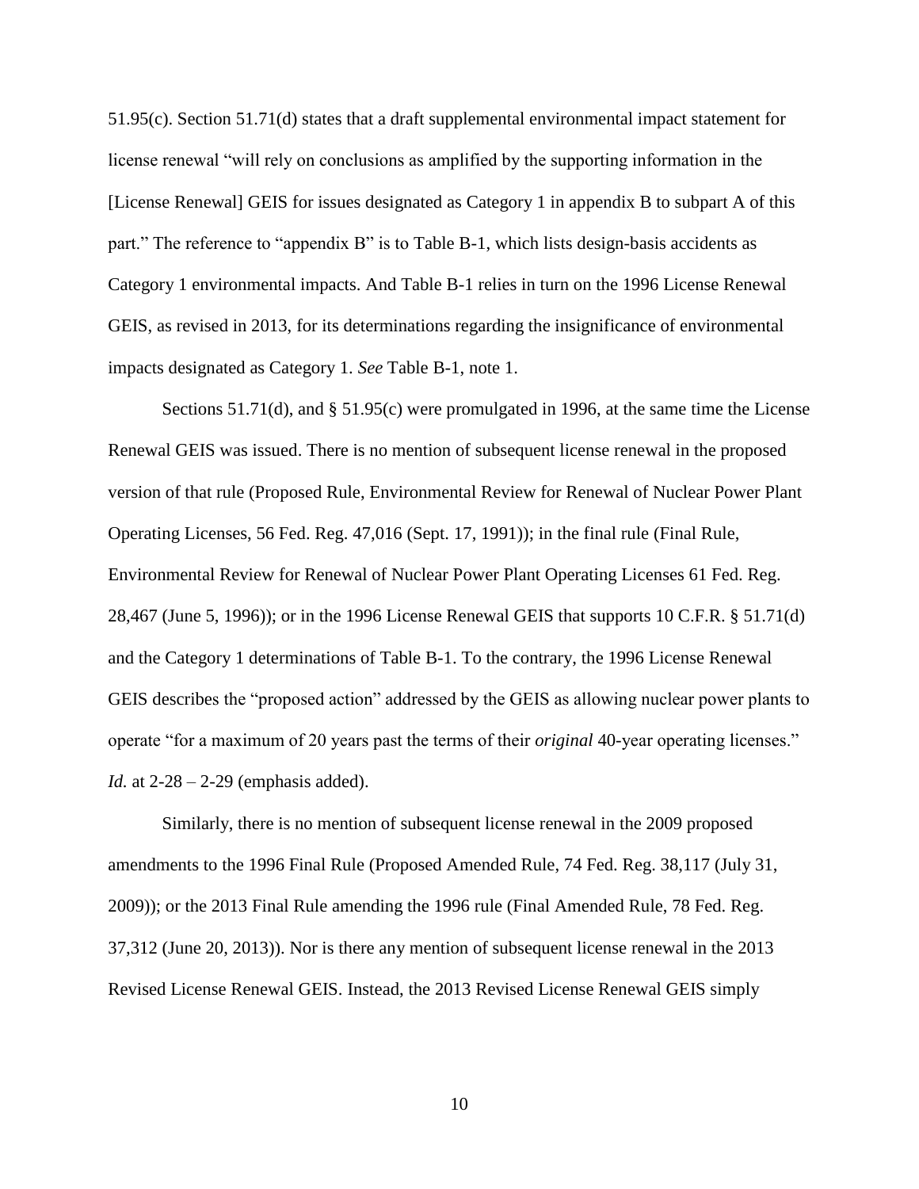51.95(c). Section 51.71(d) states that a draft supplemental environmental impact statement for license renewal "will rely on conclusions as amplified by the supporting information in the [License Renewal] GEIS for issues designated as Category 1 in appendix B to subpart A of this part." The reference to "appendix B" is to Table B-1, which lists design-basis accidents as Category 1 environmental impacts. And Table B-1 relies in turn on the 1996 License Renewal GEIS, as revised in 2013, for its determinations regarding the insignificance of environmental impacts designated as Category 1. *See* Table B-1, note 1.

Sections 51.71(d), and § 51.95(c) were promulgated in 1996, at the same time the License Renewal GEIS was issued. There is no mention of subsequent license renewal in the proposed version of that rule (Proposed Rule, Environmental Review for Renewal of Nuclear Power Plant Operating Licenses, 56 Fed. Reg. 47,016 (Sept. 17, 1991)); in the final rule (Final Rule, Environmental Review for Renewal of Nuclear Power Plant Operating Licenses 61 Fed. Reg. 28,467 (June 5, 1996)); or in the 1996 License Renewal GEIS that supports 10 C.F.R. § 51.71(d) and the Category 1 determinations of Table B-1. To the contrary, the 1996 License Renewal GEIS describes the "proposed action" addressed by the GEIS as allowing nuclear power plants to operate "for a maximum of 20 years past the terms of their *original* 40-year operating licenses." *Id.* at 2-28 – 2-29 (emphasis added).

Similarly, there is no mention of subsequent license renewal in the 2009 proposed amendments to the 1996 Final Rule (Proposed Amended Rule, 74 Fed. Reg. 38,117 (July 31, 2009)); or the 2013 Final Rule amending the 1996 rule (Final Amended Rule, 78 Fed. Reg. 37,312 (June 20, 2013)). Nor is there any mention of subsequent license renewal in the 2013 Revised License Renewal GEIS. Instead, the 2013 Revised License Renewal GEIS simply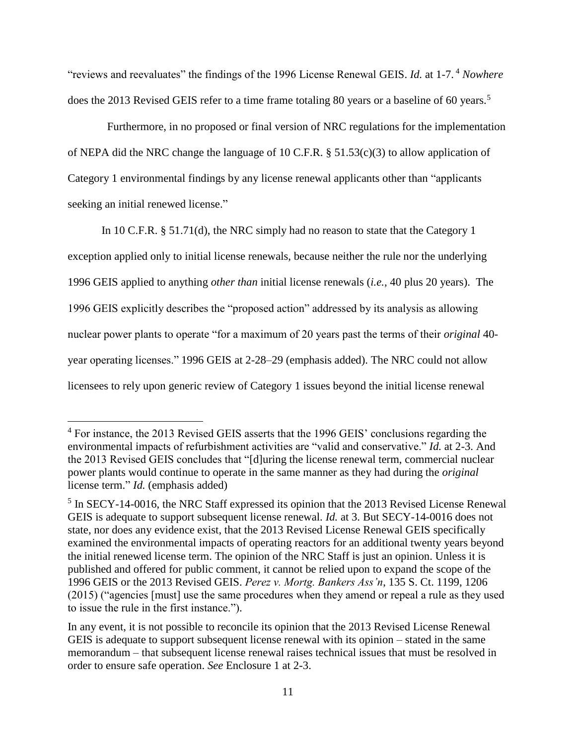"reviews and reevaluates" the findings of the 1996 License Renewal GEIS. *Id.* at 1-7.[4] *Nowhere* does the 2013 Revised GEIS refer to a time frame totaling 80 years or a baseline of 60 years.[5]

Furthermore, in no proposed or final version of NRC regulations for the implementation of NEPA did the NRC change the language of 10 C.F.R. § 51.53(c)(3) to allow application of Category 1 environmental findings by any license renewal applicants other than "applicants seeking an initial renewed license."

In 10 C.F.R. § 51.71(d), the NRC simply had no reason to state that the Category 1 exception applied only to initial license renewals, because neither the rule nor the underlying 1996 GEIS applied to anything *other than* initial license renewals (*i.e.*, 40 plus 20 years). The 1996 GEIS explicitly describes the "proposed action" addressed by its analysis as allowing nuclear power plants to operate "for a maximum of 20 years past the terms of their *original* 40-year operating licenses." 1996 GEIS at 2-28–29 (emphasis added). The NRC could not allow licensees to rely upon generic review of Category 1 issues beyond the initial license renewal

---

[4] For instance, the 2013 Revised GEIS asserts that the 1996 GEIS' conclusions regarding the environmental impacts of refurbishment activities are "valid and conservative." *Id.* at 2-3. And the 2013 Revised GEIS concludes that "[d]uring the license renewal term, commercial nuclear power plants would continue to operate in the same manner as they had during the *original* license term." *Id.* (emphasis added)

[5] In SECY-14-0016, the NRC Staff expressed its opinion that the 2013 Revised License Renewal GEIS is adequate to support subsequent license renewal. *Id.* at 3. But SECY-14-0016 does not state, nor does any evidence exist, that the 2013 Revised License Renewal GEIS specifically examined the environmental impacts of operating reactors for an additional twenty years beyond the initial renewed license term. The opinion of the NRC Staff is just an opinion. Unless it is published and offered for public comment, it cannot be relied upon to expand the scope of the 1996 GEIS or the 2013 Revised GEIS. *Perez v. Mortg. Bankers Ass'n*, 135 S. Ct. 1199, 1206 (2015) ("agencies [must] use the same procedures when they amend or repeal a rule as they used to issue the rule in the first instance.").

In any event, it is not possible to reconcile its opinion that the 2013 Revised License Renewal GEIS is adequate to support subsequent license renewal with its opinion – stated in the same memorandum – that subsequent license renewal raises technical issues that must be resolved in order to ensure safe operation. *See* Enclosure 1 at 2-3.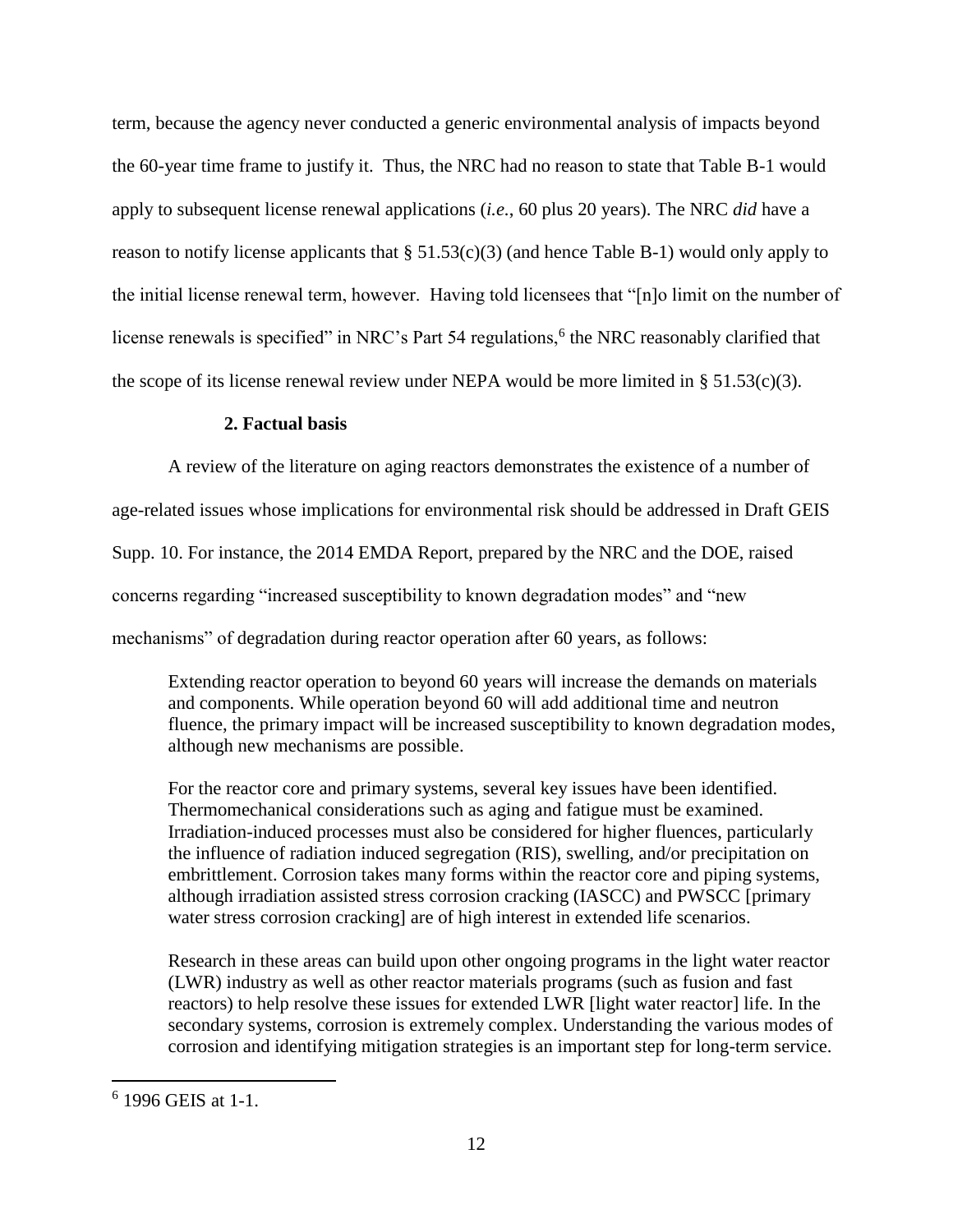term, because the agency never conducted a generic environmental analysis of impacts beyond the 60-year time frame to justify it. Thus, the NRC had no reason to state that Table B-1 would apply to subsequent license renewal applications (*i.e.*, 60 plus 20 years). The NRC *did* have a reason to notify license applicants that § 51.53(c)(3) (and hence Table B-1) would only apply to the initial license renewal term, however. Having told licensees that "[n]o limit on the number of license renewals is specified" in NRC's Part 54 regulations,[6] the NRC reasonably clarified that the scope of its license renewal review under NEPA would be more limited in § 51.53(c)(3).

**2. Factual basis**

A review of the literature on aging reactors demonstrates the existence of a number of age-related issues whose implications for environmental risk should be addressed in Draft GEIS Supp. 10. For instance, the 2014 EMDA Report, prepared by the NRC and the DOE, raised concerns regarding "increased susceptibility to known degradation modes" and "new mechanisms" of degradation during reactor operation after 60 years, as follows:

> Extending reactor operation to beyond 60 years will increase the demands on materials and components. While operation beyond 60 will add additional time and neutron fluence, the primary impact will be increased susceptibility to known degradation modes, although new mechanisms are possible.
>
> For the reactor core and primary systems, several key issues have been identified. Thermomechanical considerations such as aging and fatigue must be examined. Irradiation-induced processes must also be considered for higher fluences, particularly the influence of radiation induced segregation (RIS), swelling, and/or precipitation on embrittlement. Corrosion takes many forms within the reactor core and piping systems, although irradiation assisted stress corrosion cracking (IASCC) and PWSCC [primary water stress corrosion cracking] are of high interest in extended life scenarios.
>
> Research in these areas can build upon other ongoing programs in the light water reactor (LWR) industry as well as other reactor materials programs (such as fusion and fast reactors) to help resolve these issues for extended LWR [light water reactor] life. In the secondary systems, corrosion is extremely complex. Understanding the various modes of corrosion and identifying mitigation strategies is an important step for long-term service.

---

[6] 1996 GEIS at 1-1.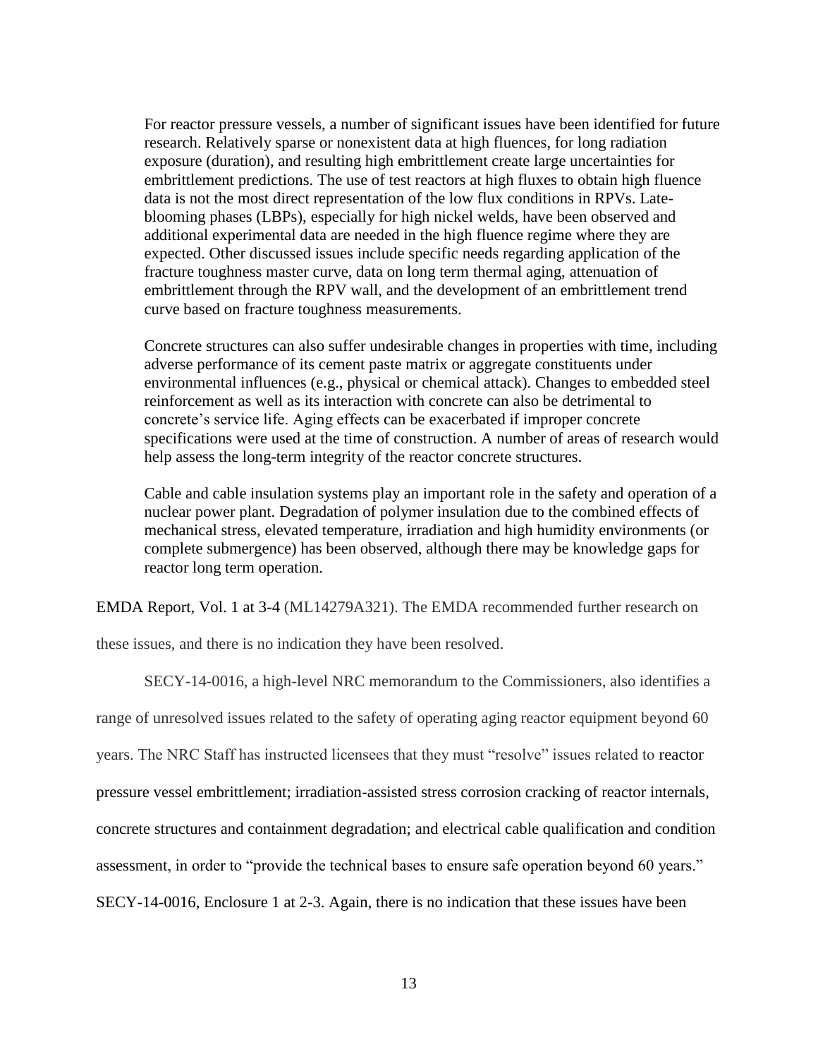> For reactor pressure vessels, a number of significant issues have been identified for future research. Relatively sparse or nonexistent data at high fluences, for long radiation exposure (duration), and resulting high embrittlement create large uncertainties for embrittlement predictions. The use of test reactors at high fluxes to obtain high fluence data is not the most direct representation of the low flux conditions in RPVs. Late-blooming phases (LBPs), especially for high nickel welds, have been observed and additional experimental data are needed in the high fluence regime where they are expected. Other discussed issues include specific needs regarding application of the fracture toughness master curve, data on long term thermal aging, attenuation of embrittlement through the RPV wall, and the development of an embrittlement trend curve based on fracture toughness measurements.
>
> Concrete structures can also suffer undesirable changes in properties with time, including adverse performance of its cement paste matrix or aggregate constituents under environmental influences (e.g., physical or chemical attack). Changes to embedded steel reinforcement as well as its interaction with concrete can also be detrimental to concrete's service life. Aging effects can be exacerbated if improper concrete specifications were used at the time of construction. A number of areas of research would help assess the long-term integrity of the reactor concrete structures.
>
> Cable and cable insulation systems play an important role in the safety and operation of a nuclear power plant. Degradation of polymer insulation due to the combined effects of mechanical stress, elevated temperature, irradiation and high humidity environments (or complete submergence) has been observed, although there may be knowledge gaps for reactor long term operation.

EMDA Report, Vol. 1 at 3-4 (ML14279A321). The EMDA recommended further research on these issues, and there is no indication they have been resolved.

SECY-14-0016, a high-level NRC memorandum to the Commissioners, also identifies a range of unresolved issues related to the safety of operating aging reactor equipment beyond 60 years. The NRC Staff has instructed licensees that they must "resolve" issues related to reactor pressure vessel embrittlement; irradiation-assisted stress corrosion cracking of reactor internals, concrete structures and containment degradation; and electrical cable qualification and condition assessment, in order to "provide the technical bases to ensure safe operation beyond 60 years." SECY-14-0016, Enclosure 1 at 2-3. Again, there is no indication that these issues have been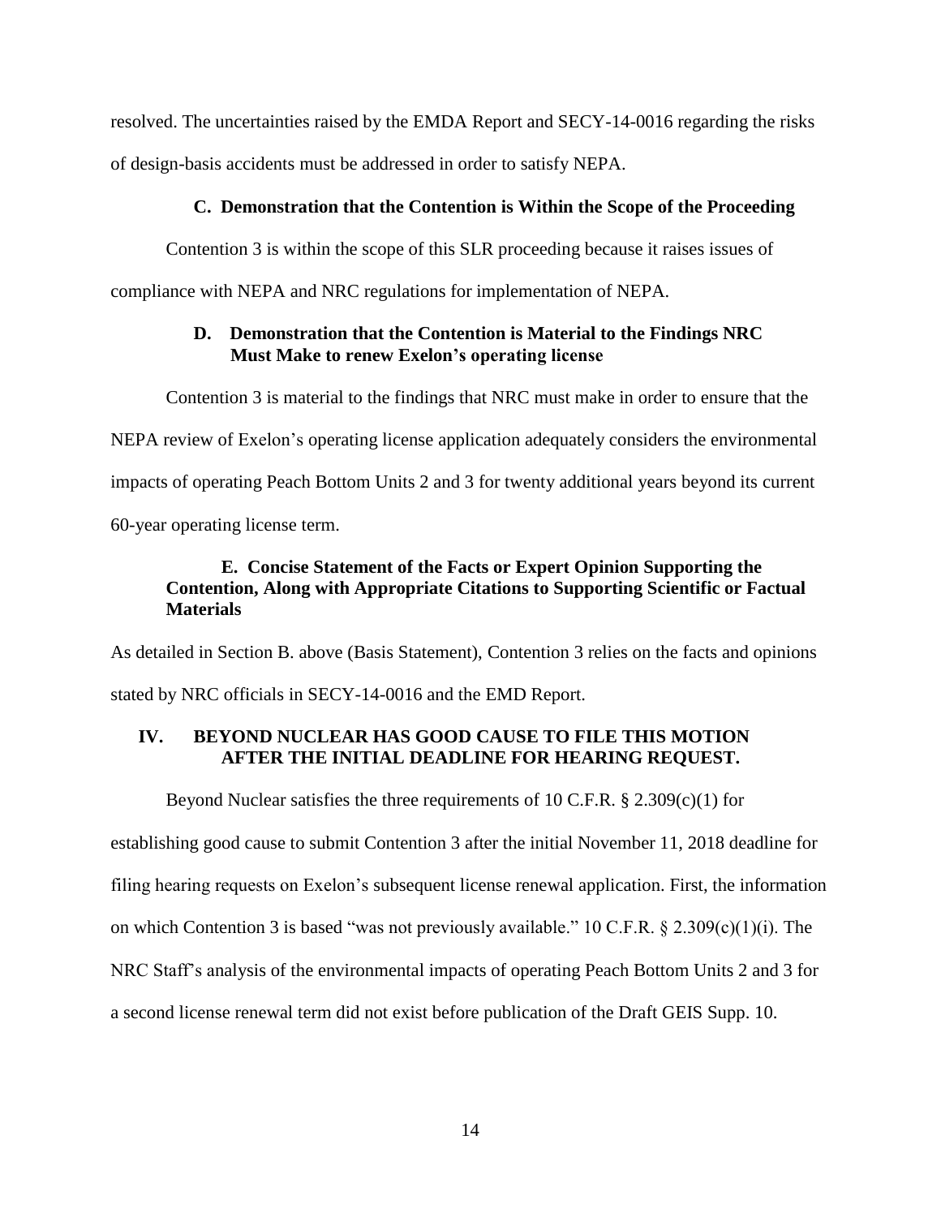resolved. The uncertainties raised by the EMDA Report and SECY-14-0016 regarding the risks of design-basis accidents must be addressed in order to satisfy NEPA.

### C. Demonstration that the Contention is Within the Scope of the Proceeding

Contention 3 is within the scope of this SLR proceeding because it raises issues of compliance with NEPA and NRC regulations for implementation of NEPA.

### D. Demonstration that the Contention is Material to the Findings NRC Must Make to renew Exelon's operating license

Contention 3 is material to the findings that NRC must make in order to ensure that the NEPA review of Exelon's operating license application adequately considers the environmental impacts of operating Peach Bottom Units 2 and 3 for twenty additional years beyond its current 60-year operating license term.

### E. Concise Statement of the Facts or Expert Opinion Supporting the Contention, Along with Appropriate Citations to Supporting Scientific or Factual Materials

As detailed in Section B. above (Basis Statement), Contention 3 relies on the facts and opinions stated by NRC officials in SECY-14-0016 and the EMD Report.

## IV. BEYOND NUCLEAR HAS GOOD CAUSE TO FILE THIS MOTION AFTER THE INITIAL DEADLINE FOR HEARING REQUEST.

Beyond Nuclear satisfies the three requirements of 10 C.F.R. § 2.309(c)(1) for establishing good cause to submit Contention 3 after the initial November 11, 2018 deadline for filing hearing requests on Exelon's subsequent license renewal application. First, the information on which Contention 3 is based "was not previously available." 10 C.F.R. § 2.309(c)(1)(i). The NRC Staff's analysis of the environmental impacts of operating Peach Bottom Units 2 and 3 for a second license renewal term did not exist before publication of the Draft GEIS Supp. 10.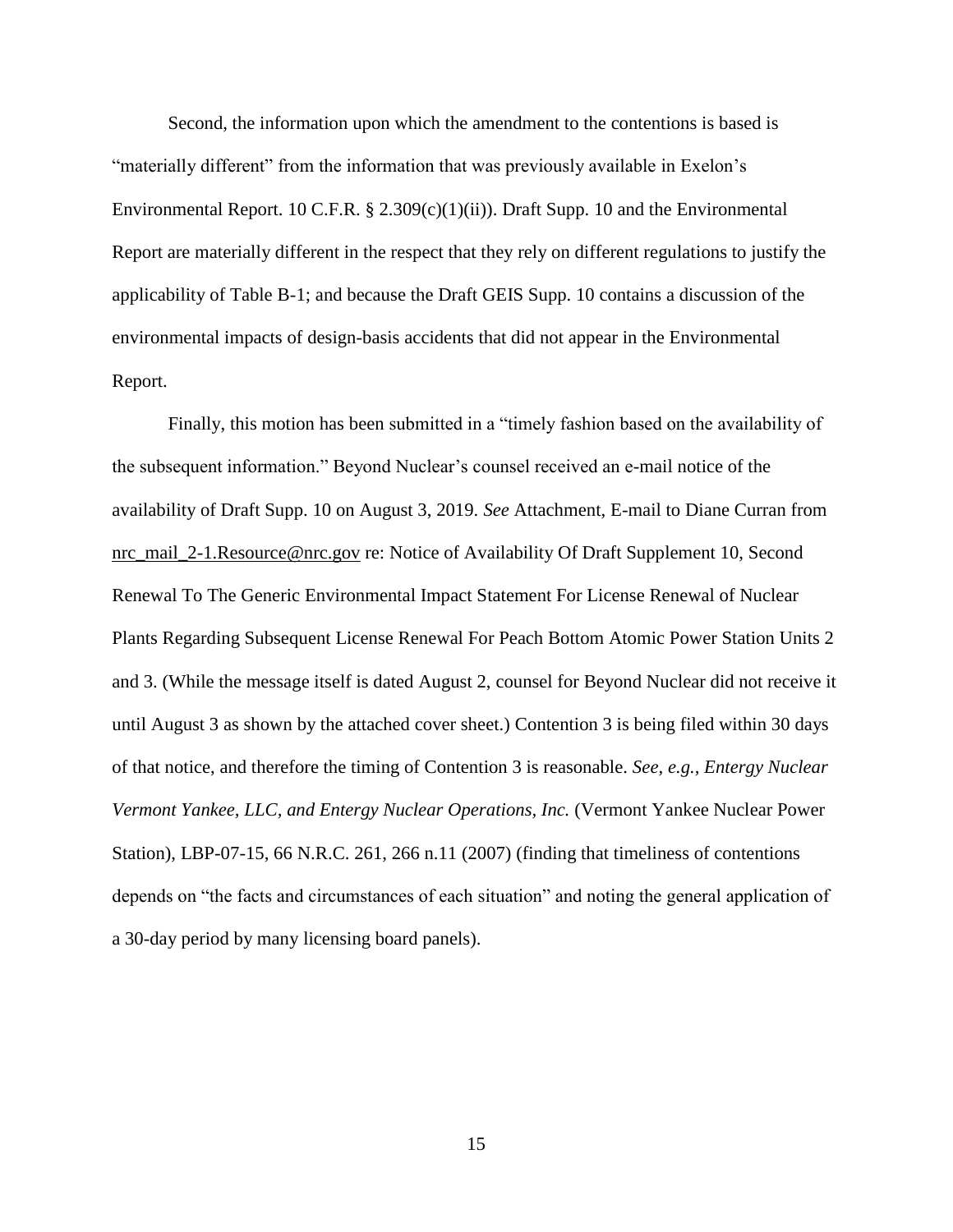Second, the information upon which the amendment to the contentions is based is "materially different" from the information that was previously available in Exelon's Environmental Report. 10 C.F.R. § 2.309(c)(1)(ii)). Draft Supp. 10 and the Environmental Report are materially different in the respect that they rely on different regulations to justify the applicability of Table B-1; and because the Draft GEIS Supp. 10 contains a discussion of the environmental impacts of design-basis accidents that did not appear in the Environmental Report.

Finally, this motion has been submitted in a "timely fashion based on the availability of the subsequent information." Beyond Nuclear's counsel received an e-mail notice of the availability of Draft Supp. 10 on August 3, 2019. *See* Attachment, E-mail to Diane Curran from nrc_mail_2-1.Resource@nrc.gov re: Notice of Availability Of Draft Supplement 10, Second Renewal To The Generic Environmental Impact Statement For License Renewal of Nuclear Plants Regarding Subsequent License Renewal For Peach Bottom Atomic Power Station Units 2 and 3. (While the message itself is dated August 2, counsel for Beyond Nuclear did not receive it until August 3 as shown by the attached cover sheet.) Contention 3 is being filed within 30 days of that notice, and therefore the timing of Contention 3 is reasonable. *See, e.g., Entergy Nuclear Vermont Yankee, LLC, and Entergy Nuclear Operations, Inc.* (Vermont Yankee Nuclear Power Station), LBP-07-15, 66 N.R.C. 261, 266 n.11 (2007) (finding that timeliness of contentions depends on "the facts and circumstances of each situation" and noting the general application of a 30-day period by many licensing board panels).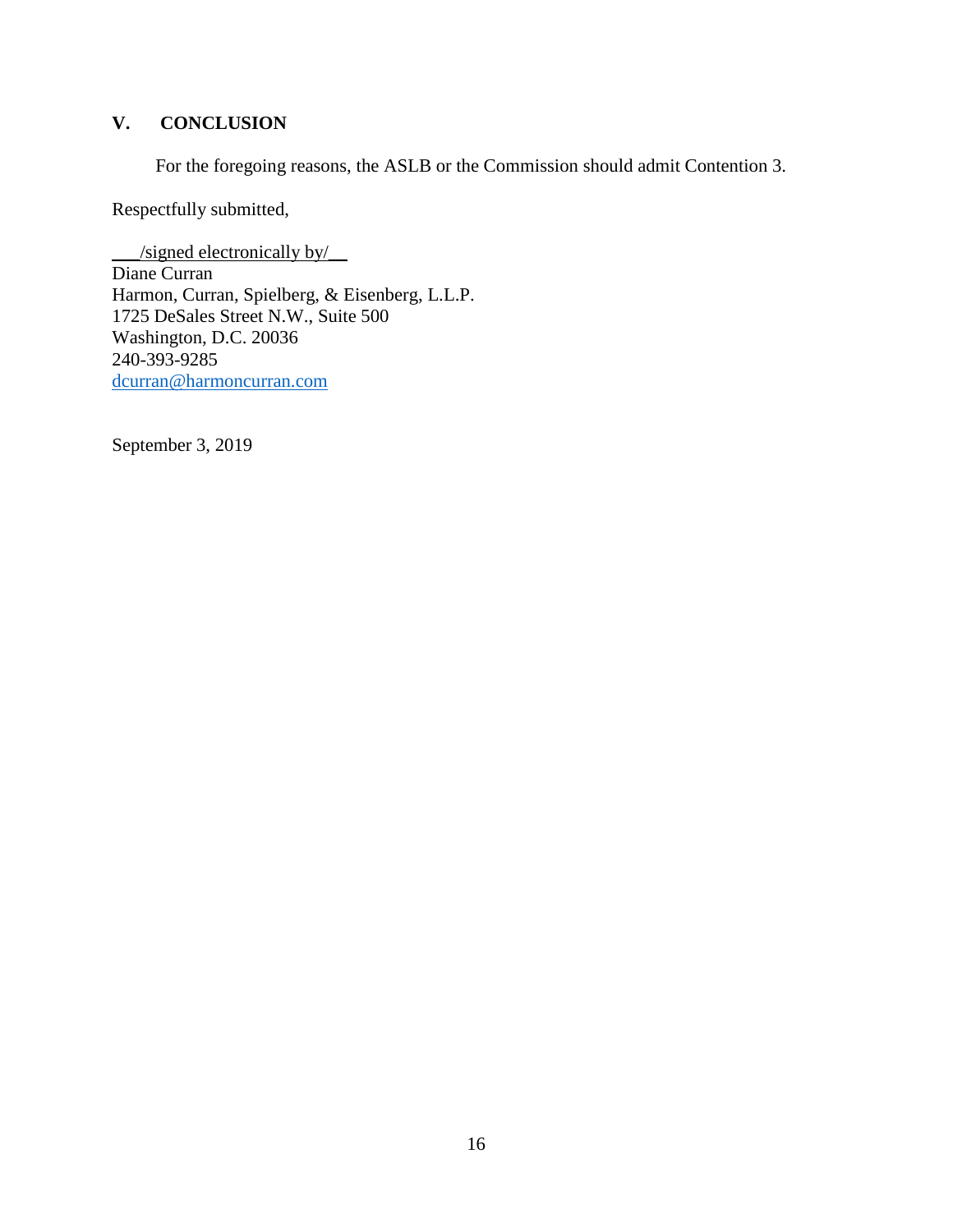## V. CONCLUSION

For the foregoing reasons, the ASLB or the Commission should admit Contention 3.

Respectfully submitted,

___/signed electronically by/__
Diane Curran
Harmon, Curran, Spielberg, & Eisenberg, L.L.P.
1725 DeSales Street N.W., Suite 500
Washington, D.C. 20036
240-393-9285
dcurran@harmoncurran.com

September 3, 2019